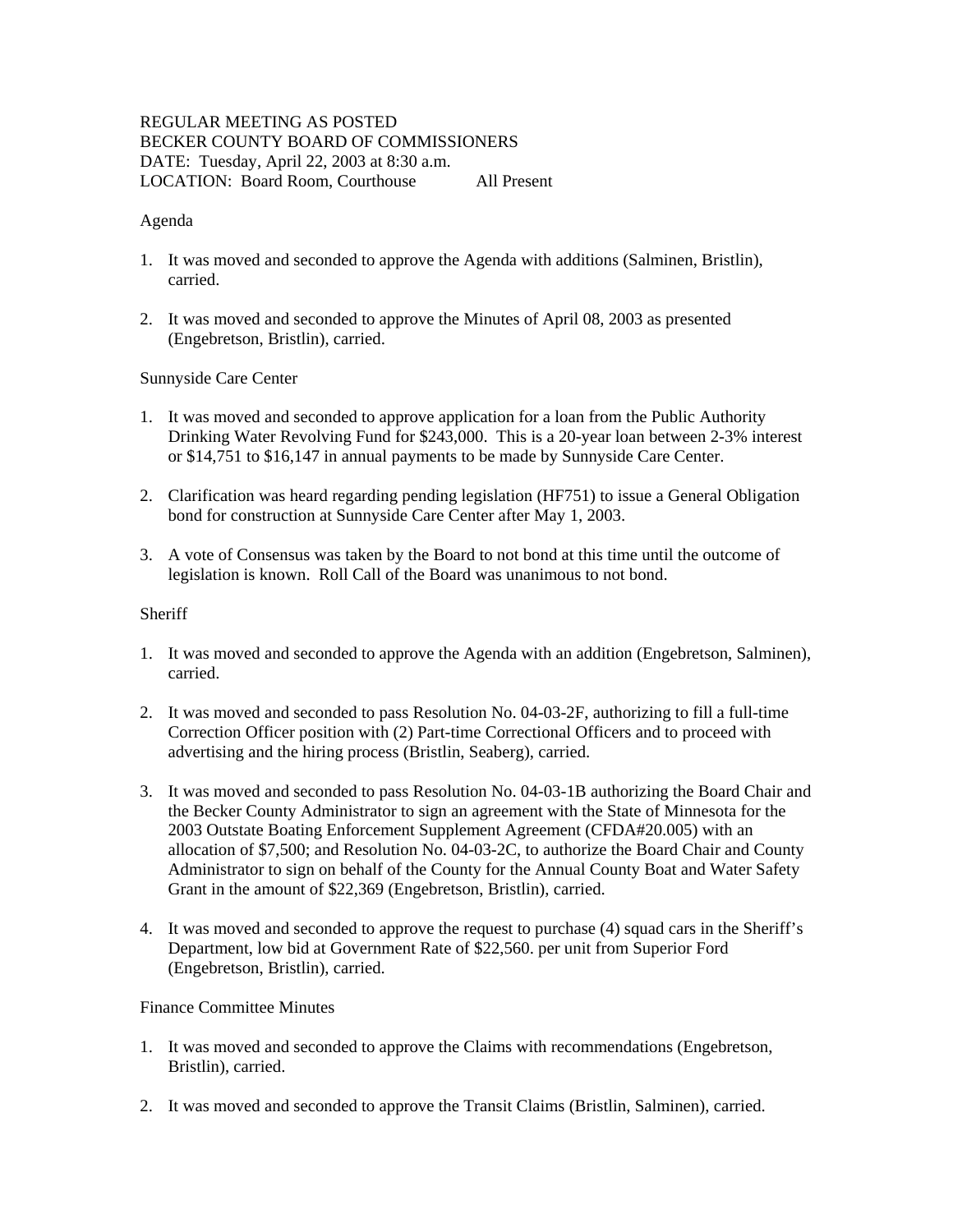REGULAR MEETING AS POSTED
BECKER COUNTY BOARD OF COMMISSIONERS
DATE: Tuesday, April 22, 2003 at 8:30 a.m.
LOCATION: Board Room, Courthouse All Present

Agenda

1. It was moved and seconded to approve the Agenda with additions (Salminen, Bristlin), carried.

2. It was moved and seconded to approve the Minutes of April 08, 2003 as presented (Engebretson, Bristlin), carried.

Sunnyside Care Center

1. It was moved and seconded to approve application for a loan from the Public Authority Drinking Water Revolving Fund for $243,000. This is a 20-year loan between 2-3% interest or $14,751 to $16,147 in annual payments to be made by Sunnyside Care Center.

2. Clarification was heard regarding pending legislation (HF751) to issue a General Obligation bond for construction at Sunnyside Care Center after May 1, 2003.

3. A vote of Consensus was taken by the Board to not bond at this time until the outcome of legislation is known. Roll Call of the Board was unanimous to not bond.

Sheriff

1. It was moved and seconded to approve the Agenda with an addition (Engebretson, Salminen), carried.

2. It was moved and seconded to pass Resolution No. 04-03-2F, authorizing to fill a full-time Correction Officer position with (2) Part-time Correctional Officers and to proceed with advertising and the hiring process (Bristlin, Seaberg), carried.

3. It was moved and seconded to pass Resolution No. 04-03-1B authorizing the Board Chair and the Becker County Administrator to sign an agreement with the State of Minnesota for the 2003 Outstate Boating Enforcement Supplement Agreement (CFDA#20.005) with an allocation of $7,500; and Resolution No. 04-03-2C, to authorize the Board Chair and County Administrator to sign on behalf of the County for the Annual County Boat and Water Safety Grant in the amount of $22,369 (Engebretson, Bristlin), carried.

4. It was moved and seconded to approve the request to purchase (4) squad cars in the Sheriff's Department, low bid at Government Rate of $22,560. per unit from Superior Ford (Engebretson, Bristlin), carried.

Finance Committee Minutes

1. It was moved and seconded to approve the Claims with recommendations (Engebretson, Bristlin), carried.

2. It was moved and seconded to approve the Transit Claims (Bristlin, Salminen), carried.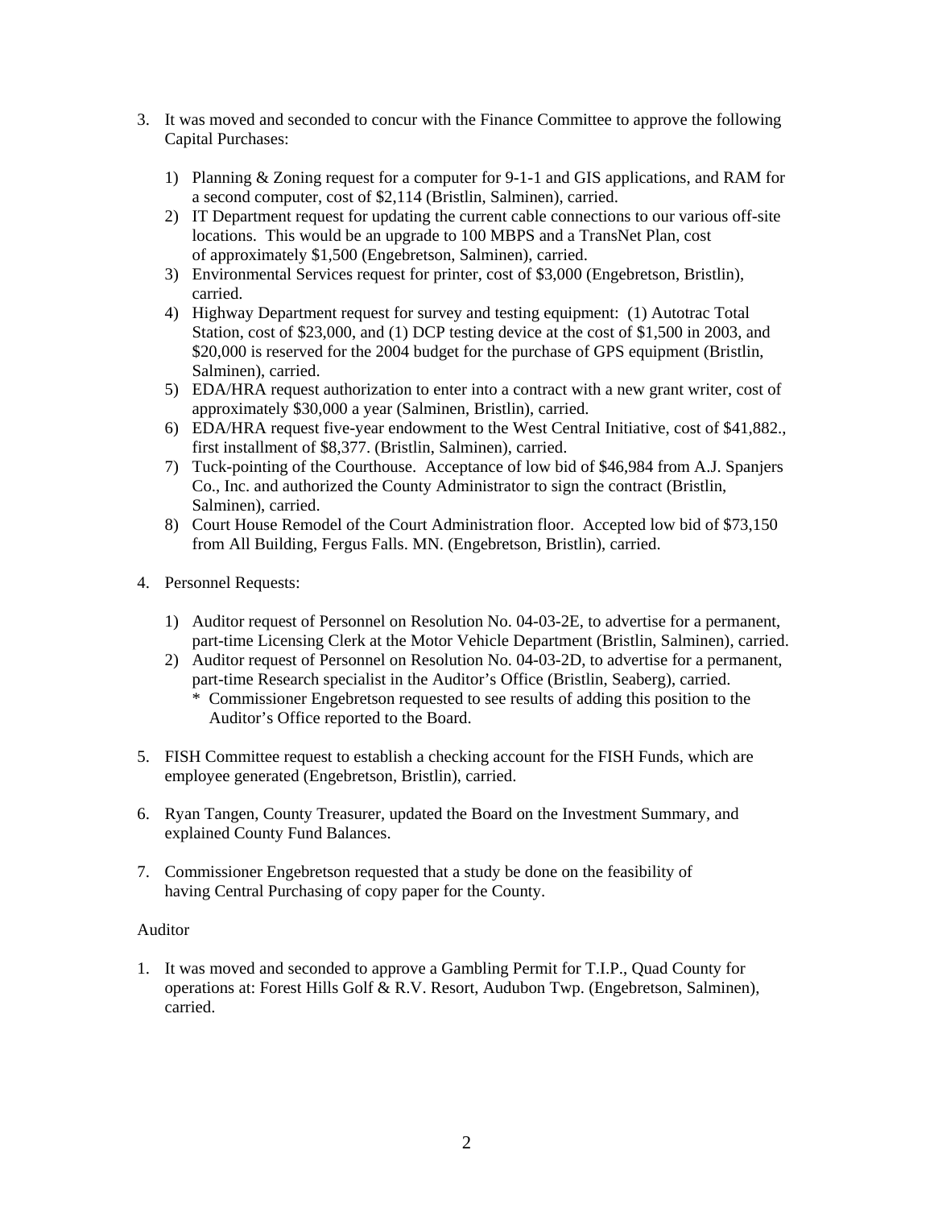3. It was moved and seconded to concur with the Finance Committee to approve the following Capital Purchases:

    1) Planning & Zoning request for a computer for 9-1-1 and GIS applications, and RAM for a second computer, cost of $2,114 (Bristlin, Salminen), carried.
    2) IT Department request for updating the current cable connections to our various off-site locations. This would be an upgrade to 100 MBPS and a TransNet Plan, cost of approximately $1,500 (Engebretson, Salminen), carried.
    3) Environmental Services request for printer, cost of $3,000 (Engebretson, Bristlin), carried.
    4) Highway Department request for survey and testing equipment: (1) Autotrac Total Station, cost of $23,000, and (1) DCP testing device at the cost of $1,500 in 2003, and $20,000 is reserved for the 2004 budget for the purchase of GPS equipment (Bristlin, Salminen), carried.
    5) EDA/HRA request authorization to enter into a contract with a new grant writer, cost of approximately $30,000 a year (Salminen, Bristlin), carried.
    6) EDA/HRA request five-year endowment to the West Central Initiative, cost of $41,882., first installment of $8,377. (Bristlin, Salminen), carried.
    7) Tuck-pointing of the Courthouse. Acceptance of low bid of $46,984 from A.J. Spanjers Co., Inc. and authorized the County Administrator to sign the contract (Bristlin, Salminen), carried.
    8) Court House Remodel of the Court Administration floor. Accepted low bid of $73,150 from All Building, Fergus Falls. MN. (Engebretson, Bristlin), carried.

4. Personnel Requests:

    1) Auditor request of Personnel on Resolution No. 04-03-2E, to advertise for a permanent, part-time Licensing Clerk at the Motor Vehicle Department (Bristlin, Salminen), carried.
    2) Auditor request of Personnel on Resolution No. 04-03-2D, to advertise for a permanent, part-time Research specialist in the Auditor's Office (Bristlin, Seaberg), carried.
        * Commissioner Engebretson requested to see results of adding this position to the Auditor's Office reported to the Board.

5. FISH Committee request to establish a checking account for the FISH Funds, which are employee generated (Engebretson, Bristlin), carried.

6. Ryan Tangen, County Treasurer, updated the Board on the Investment Summary, and explained County Fund Balances.

7. Commissioner Engebretson requested that a study be done on the feasibility of having Central Purchasing of copy paper for the County.

Auditor

1. It was moved and seconded to approve a Gambling Permit for T.I.P., Quad County for operations at: Forest Hills Golf & R.V. Resort, Audubon Twp. (Engebretson, Salminen), carried.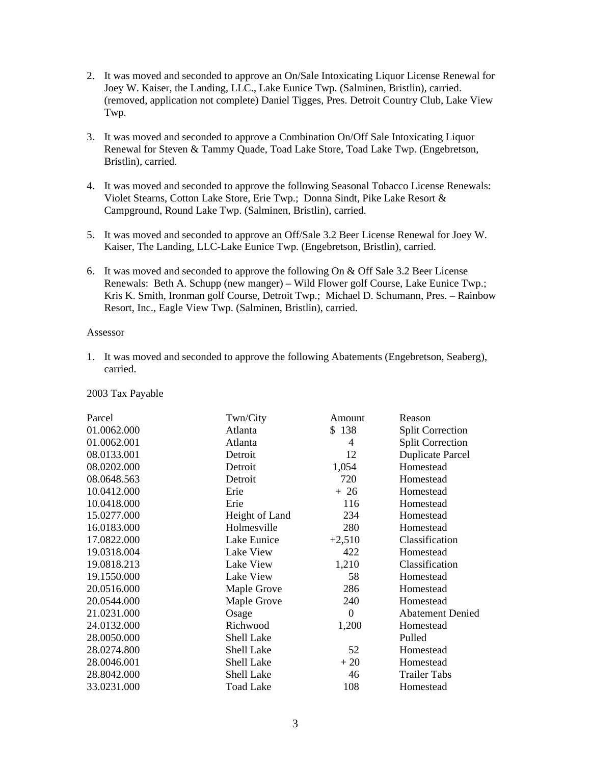2. It was moved and seconded to approve an On/Sale Intoxicating Liquor License Renewal for Joey W. Kaiser, the Landing, LLC., Lake Eunice Twp. (Salminen, Bristlin), carried. (removed, application not complete) Daniel Tigges, Pres. Detroit Country Club, Lake View Twp.

3. It was moved and seconded to approve a Combination On/Off Sale Intoxicating Liquor Renewal for Steven & Tammy Quade, Toad Lake Store, Toad Lake Twp. (Engebretson, Bristlin), carried.

4. It was moved and seconded to approve the following Seasonal Tobacco License Renewals: Violet Stearns, Cotton Lake Store, Erie Twp.; Donna Sindt, Pike Lake Resort & Campground, Round Lake Twp. (Salminen, Bristlin), carried.

5. It was moved and seconded to approve an Off/Sale 3.2 Beer License Renewal for Joey W. Kaiser, The Landing, LLC-Lake Eunice Twp. (Engebretson, Bristlin), carried.

6. It was moved and seconded to approve the following On & Off Sale 3.2 Beer License Renewals: Beth A. Schupp (new manger) – Wild Flower golf Course, Lake Eunice Twp.; Kris K. Smith, Ironman golf Course, Detroit Twp.; Michael D. Schumann, Pres. – Rainbow Resort, Inc., Eagle View Twp. (Salminen, Bristlin), carried.

Assessor

1. It was moved and seconded to approve the following Abatements (Engebretson, Seaberg), carried.

2003 Tax Payable

| Parcel | Twn/City | Amount | Reason |
|---|---|---|---|
| 01.0062.000 | Atlanta | $ 138 | Split Correction |
| 01.0062.001 | Atlanta | 4 | Split Correction |
| 08.0133.001 | Detroit | 12 | Duplicate Parcel |
| 08.0202.000 | Detroit | 1,054 | Homestead |
| 08.0648.563 | Detroit | 720 | Homestead |
| 10.0412.000 | Erie | + 26 | Homestead |
| 10.0418.000 | Erie | 116 | Homestead |
| 15.0277.000 | Height of Land | 234 | Homestead |
| 16.0183.000 | Holmesville | 280 | Homestead |
| 17.0822.000 | Lake Eunice | +2,510 | Classification |
| 19.0318.004 | Lake View | 422 | Homestead |
| 19.0818.213 | Lake View | 1,210 | Classification |
| 19.1550.000 | Lake View | 58 | Homestead |
| 20.0516.000 | Maple Grove | 286 | Homestead |
| 20.0544.000 | Maple Grove | 240 | Homestead |
| 21.0231.000 | Osage | 0 | Abatement Denied |
| 24.0132.000 | Richwood | 1,200 | Homestead |
| 28.0050.000 | Shell Lake | | Pulled |
| 28.0274.800 | Shell Lake | 52 | Homestead |
| 28.0046.001 | Shell Lake | + 20 | Homestead |
| 28.8042.000 | Shell Lake | 46 | Trailer Tabs |
| 33.0231.000 | Toad Lake | 108 | Homestead |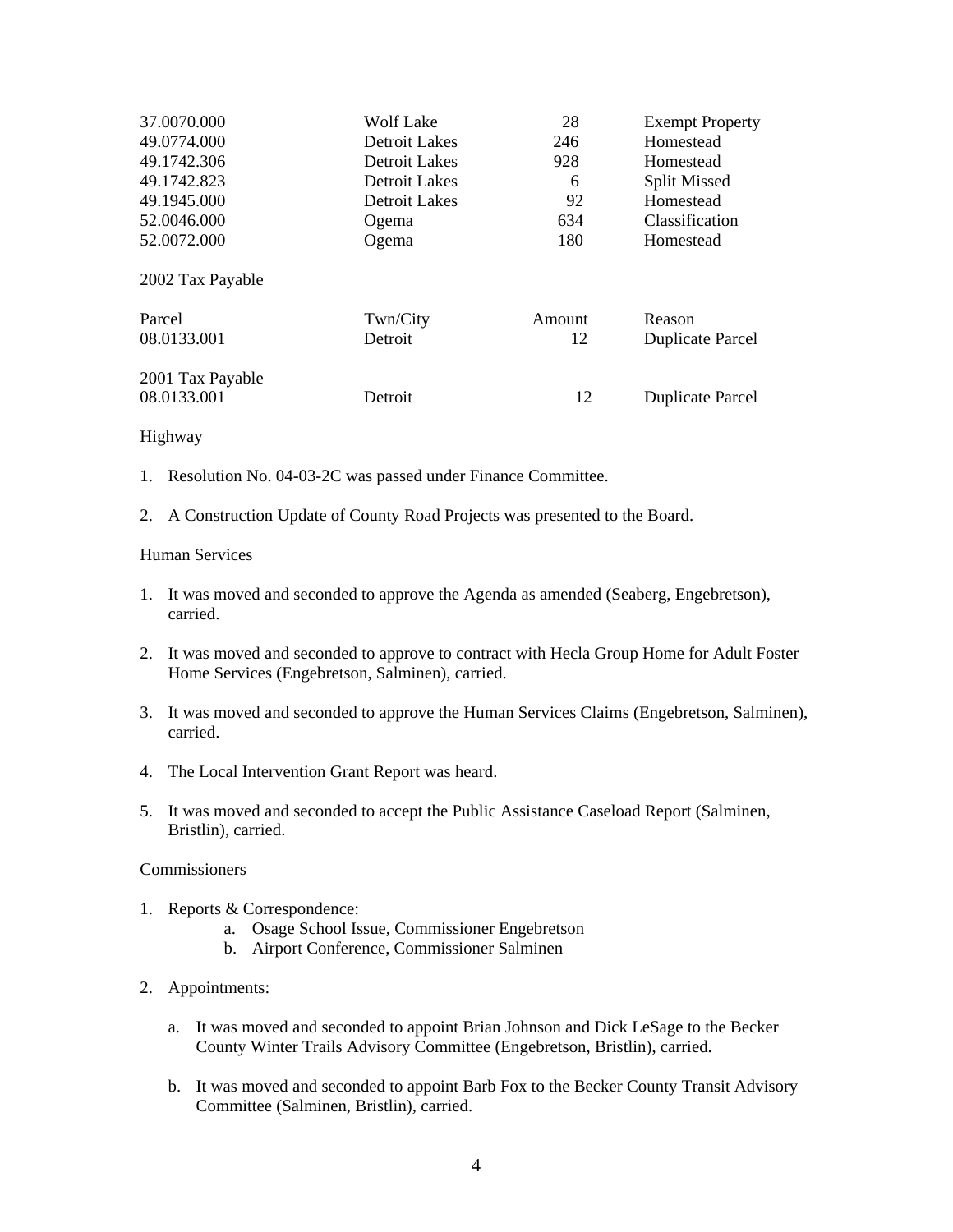| | | | |
|---|---|---|---|
| 37.0070.000 | Wolf Lake | 28 | Exempt Property |
| 49.0774.000 | Detroit Lakes | 246 | Homestead |
| 49.1742.306 | Detroit Lakes | 928 | Homestead |
| 49.1742.823 | Detroit Lakes | 6 | Split Missed |
| 49.1945.000 | Detroit Lakes | 92 | Homestead |
| 52.0046.000 | Ogema | 634 | Classification |
| 52.0072.000 | Ogema | 180 | Homestead |

2002 Tax Payable

| Parcel | Twn/City | Amount | Reason |
|---|---|---|---|
| 08.0133.001 | Detroit | 12 | Duplicate Parcel |

2001 Tax Payable

| | | | |
|---|---|---|---|
| 08.0133.001 | Detroit | 12 | Duplicate Parcel |

Highway

1. Resolution No. 04-03-2C was passed under Finance Committee.

2. A Construction Update of County Road Projects was presented to the Board.

Human Services

1. It was moved and seconded to approve the Agenda as amended (Seaberg, Engebretson), carried.

2. It was moved and seconded to approve to contract with Hecla Group Home for Adult Foster Home Services (Engebretson, Salminen), carried.

3. It was moved and seconded to approve the Human Services Claims (Engebretson, Salminen), carried.

4. The Local Intervention Grant Report was heard.

5. It was moved and seconded to accept the Public Assistance Caseload Report (Salminen, Bristlin), carried.

Commissioners

1. Reports & Correspondence:
   a. Osage School Issue, Commissioner Engebretson
   b. Airport Conference, Commissioner Salminen

2. Appointments:

   a. It was moved and seconded to appoint Brian Johnson and Dick LeSage to the Becker County Winter Trails Advisory Committee (Engebretson, Bristlin), carried.

   b. It was moved and seconded to appoint Barb Fox to the Becker County Transit Advisory Committee (Salminen, Bristlin), carried.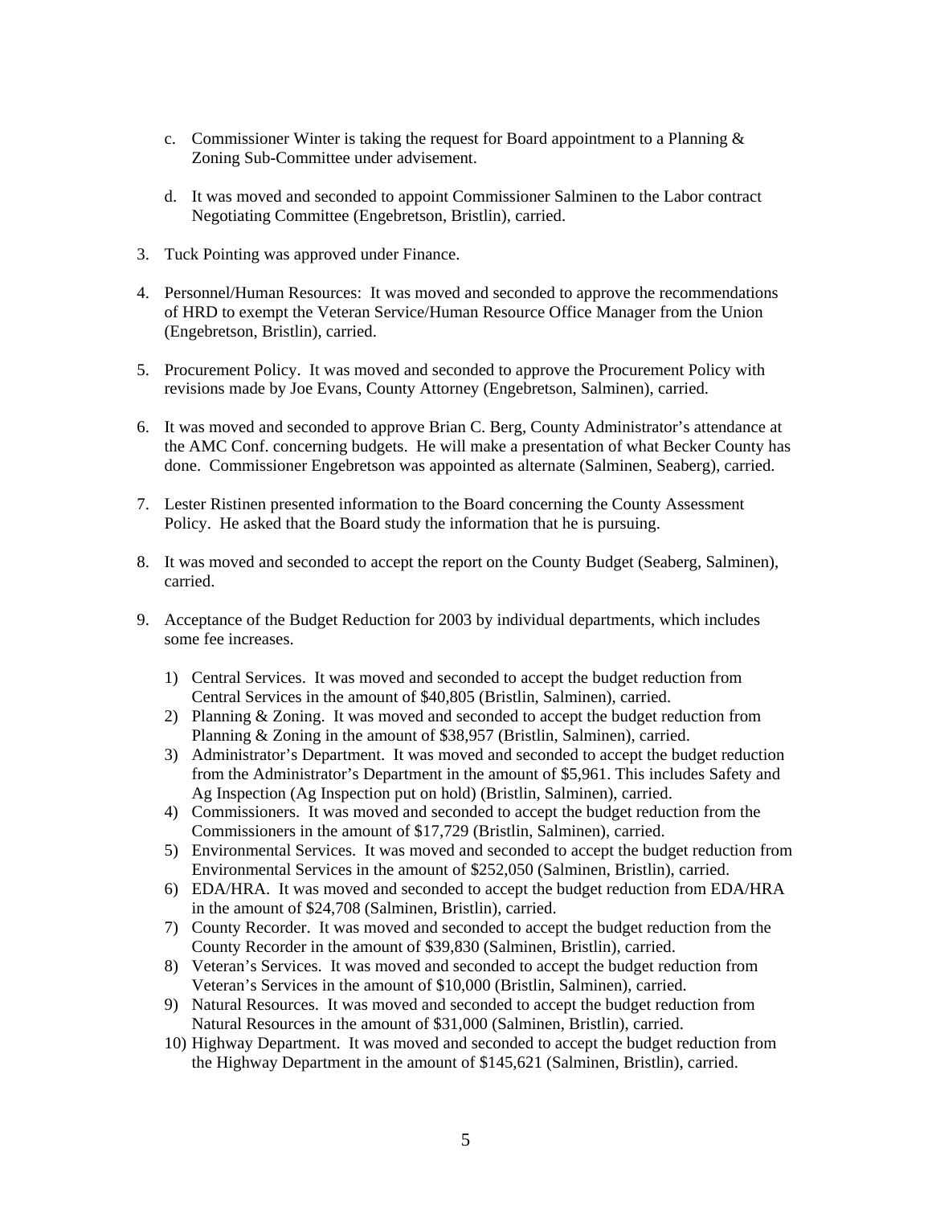c. Commissioner Winter is taking the request for Board appointment to a Planning & Zoning Sub-Committee under advisement.

d. It was moved and seconded to appoint Commissioner Salminen to the Labor contract Negotiating Committee (Engebretson, Bristlin), carried.

3. Tuck Pointing was approved under Finance.

4. Personnel/Human Resources: It was moved and seconded to approve the recommendations of HRD to exempt the Veteran Service/Human Resource Office Manager from the Union (Engebretson, Bristlin), carried.

5. Procurement Policy. It was moved and seconded to approve the Procurement Policy with revisions made by Joe Evans, County Attorney (Engebretson, Salminen), carried.

6. It was moved and seconded to approve Brian C. Berg, County Administrator's attendance at the AMC Conf. concerning budgets. He will make a presentation of what Becker County has done. Commissioner Engebretson was appointed as alternate (Salminen, Seaberg), carried.

7. Lester Ristinen presented information to the Board concerning the County Assessment Policy. He asked that the Board study the information that he is pursuing.

8. It was moved and seconded to accept the report on the County Budget (Seaberg, Salminen), carried.

9. Acceptance of the Budget Reduction for 2003 by individual departments, which includes some fee increases.

    1) Central Services. It was moved and seconded to accept the budget reduction from Central Services in the amount of $40,805 (Bristlin, Salminen), carried.
    2) Planning & Zoning. It was moved and seconded to accept the budget reduction from Planning & Zoning in the amount of $38,957 (Bristlin, Salminen), carried.
    3) Administrator's Department. It was moved and seconded to accept the budget reduction from the Administrator's Department in the amount of $5,961. This includes Safety and Ag Inspection (Ag Inspection put on hold) (Bristlin, Salminen), carried.
    4) Commissioners. It was moved and seconded to accept the budget reduction from the Commissioners in the amount of $17,729 (Bristlin, Salminen), carried.
    5) Environmental Services. It was moved and seconded to accept the budget reduction from Environmental Services in the amount of $252,050 (Salminen, Bristlin), carried.
    6) EDA/HRA. It was moved and seconded to accept the budget reduction from EDA/HRA in the amount of $24,708 (Salminen, Bristlin), carried.
    7) County Recorder. It was moved and seconded to accept the budget reduction from the County Recorder in the amount of $39,830 (Salminen, Bristlin), carried.
    8) Veteran's Services. It was moved and seconded to accept the budget reduction from Veteran's Services in the amount of $10,000 (Bristlin, Salminen), carried.
    9) Natural Resources. It was moved and seconded to accept the budget reduction from Natural Resources in the amount of $31,000 (Salminen, Bristlin), carried.
    10) Highway Department. It was moved and seconded to accept the budget reduction from the Highway Department in the amount of $145,621 (Salminen, Bristlin), carried.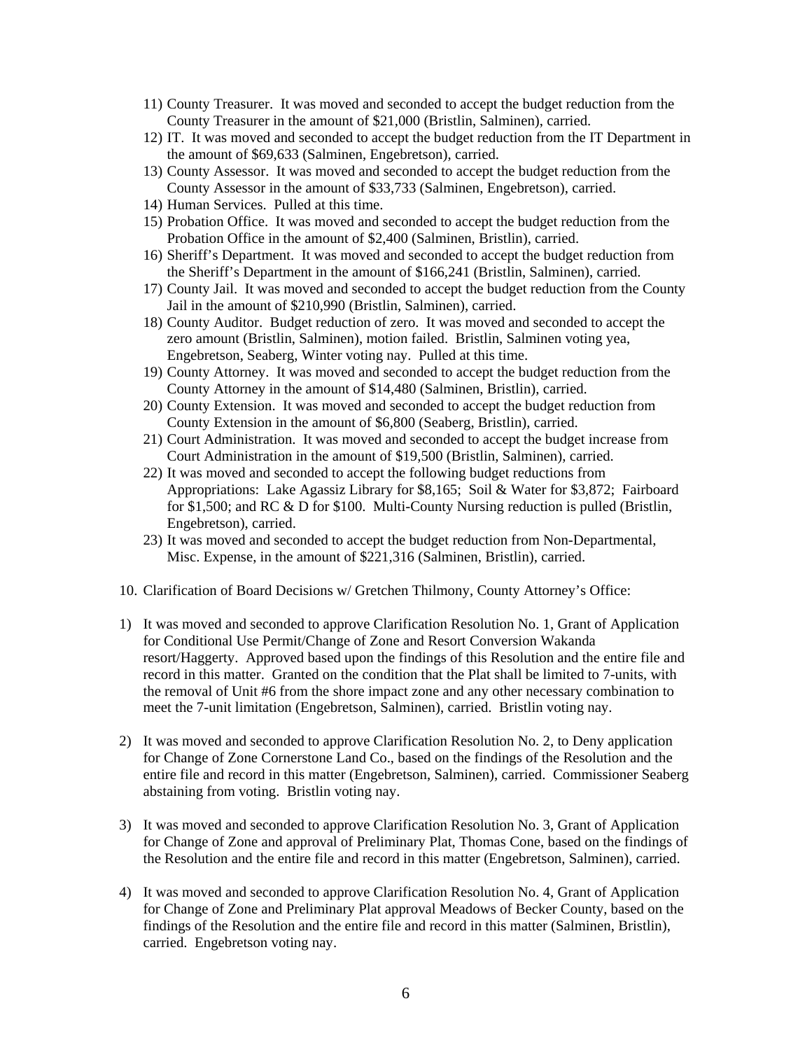11) County Treasurer. It was moved and seconded to accept the budget reduction from the County Treasurer in the amount of $21,000 (Bristlin, Salminen), carried.
12) IT. It was moved and seconded to accept the budget reduction from the IT Department in the amount of $69,633 (Salminen, Engebretson), carried.
13) County Assessor. It was moved and seconded to accept the budget reduction from the County Assessor in the amount of $33,733 (Salminen, Engebretson), carried.
14) Human Services. Pulled at this time.
15) Probation Office. It was moved and seconded to accept the budget reduction from the Probation Office in the amount of $2,400 (Salminen, Bristlin), carried.
16) Sheriff's Department. It was moved and seconded to accept the budget reduction from the Sheriff's Department in the amount of $166,241 (Bristlin, Salminen), carried.
17) County Jail. It was moved and seconded to accept the budget reduction from the County Jail in the amount of $210,990 (Bristlin, Salminen), carried.
18) County Auditor. Budget reduction of zero. It was moved and seconded to accept the zero amount (Bristlin, Salminen), motion failed. Bristlin, Salminen voting yea, Engebretson, Seaberg, Winter voting nay. Pulled at this time.
19) County Attorney. It was moved and seconded to accept the budget reduction from the County Attorney in the amount of $14,480 (Salminen, Bristlin), carried.
20) County Extension. It was moved and seconded to accept the budget reduction from County Extension in the amount of $6,800 (Seaberg, Bristlin), carried.
21) Court Administration. It was moved and seconded to accept the budget increase from Court Administration in the amount of $19,500 (Bristlin, Salminen), carried.
22) It was moved and seconded to accept the following budget reductions from Appropriations: Lake Agassiz Library for $8,165; Soil & Water for $3,872; Fairboard for $1,500; and RC & D for $100. Multi-County Nursing reduction is pulled (Bristlin, Engebretson), carried.
23) It was moved and seconded to accept the budget reduction from Non-Departmental, Misc. Expense, in the amount of $221,316 (Salminen, Bristlin), carried.

10. Clarification of Board Decisions w/ Gretchen Thilmony, County Attorney's Office:

1) It was moved and seconded to approve Clarification Resolution No. 1, Grant of Application for Conditional Use Permit/Change of Zone and Resort Conversion Wakanda resort/Haggerty. Approved based upon the findings of this Resolution and the entire file and record in this matter. Granted on the condition that the Plat shall be limited to 7-units, with the removal of Unit #6 from the shore impact zone and any other necessary combination to meet the 7-unit limitation (Engebretson, Salminen), carried. Bristlin voting nay.

2) It was moved and seconded to approve Clarification Resolution No. 2, to Deny application for Change of Zone Cornerstone Land Co., based on the findings of the Resolution and the entire file and record in this matter (Engebretson, Salminen), carried. Commissioner Seaberg abstaining from voting. Bristlin voting nay.

3) It was moved and seconded to approve Clarification Resolution No. 3, Grant of Application for Change of Zone and approval of Preliminary Plat, Thomas Cone, based on the findings of the Resolution and the entire file and record in this matter (Engebretson, Salminen), carried.

4) It was moved and seconded to approve Clarification Resolution No. 4, Grant of Application for Change of Zone and Preliminary Plat approval Meadows of Becker County, based on the findings of the Resolution and the entire file and record in this matter (Salminen, Bristlin), carried. Engebretson voting nay.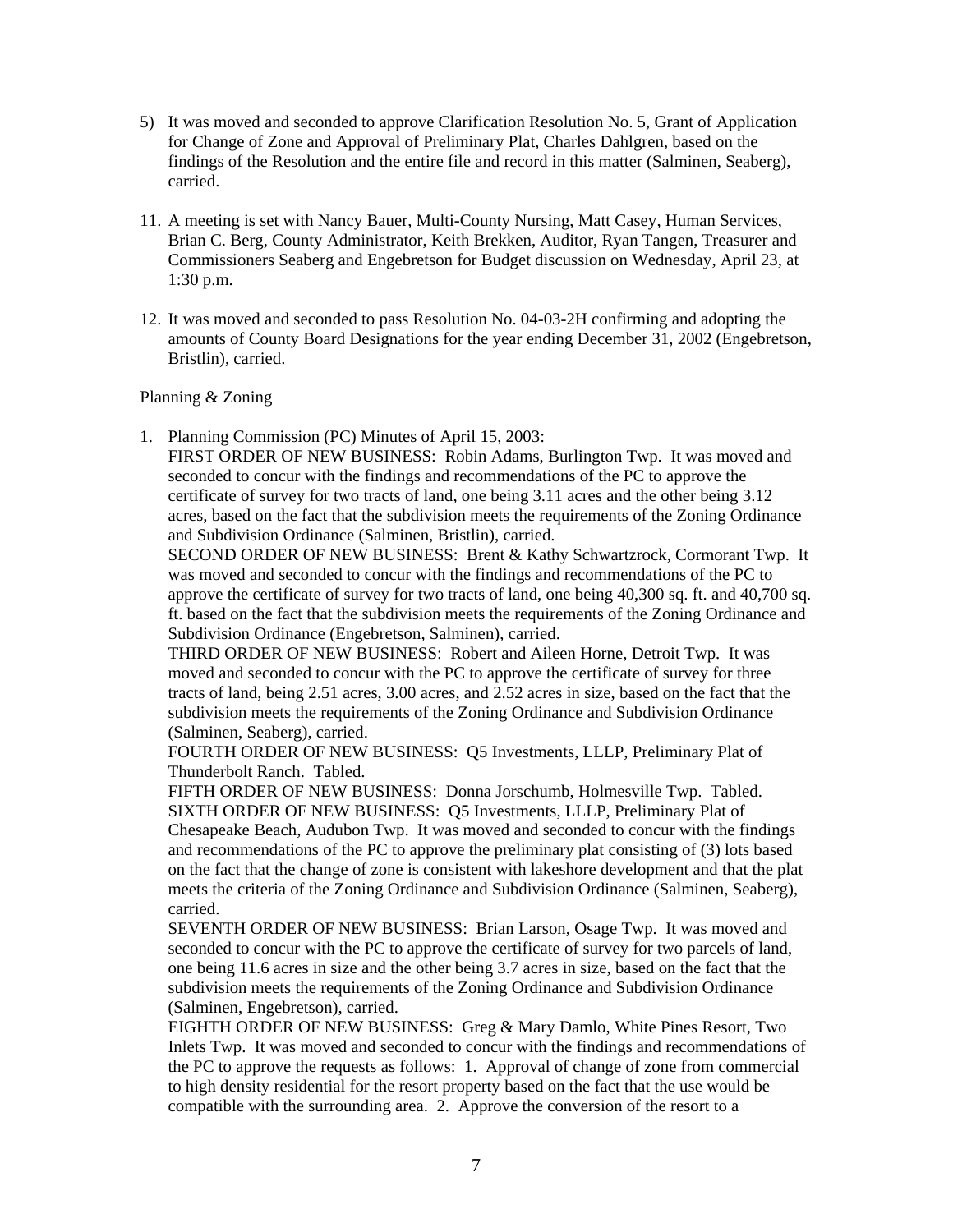5) It was moved and seconded to approve Clarification Resolution No. 5, Grant of Application for Change of Zone and Approval of Preliminary Plat, Charles Dahlgren, based on the findings of the Resolution and the entire file and record in this matter (Salminen, Seaberg), carried.

11. A meeting is set with Nancy Bauer, Multi-County Nursing, Matt Casey, Human Services, Brian C. Berg, County Administrator, Keith Brekken, Auditor, Ryan Tangen, Treasurer and Commissioners Seaberg and Engebretson for Budget discussion on Wednesday, April 23, at 1:30 p.m.

12. It was moved and seconded to pass Resolution No. 04-03-2H confirming and adopting the amounts of County Board Designations for the year ending December 31, 2002 (Engebretson, Bristlin), carried.

Planning & Zoning

1. Planning Commission (PC) Minutes of April 15, 2003:
   FIRST ORDER OF NEW BUSINESS: Robin Adams, Burlington Twp. It was moved and seconded to concur with the findings and recommendations of the PC to approve the certificate of survey for two tracts of land, one being 3.11 acres and the other being 3.12 acres, based on the fact that the subdivision meets the requirements of the Zoning Ordinance and Subdivision Ordinance (Salminen, Bristlin), carried.
   SECOND ORDER OF NEW BUSINESS: Brent & Kathy Schwartzrock, Cormorant Twp. It was moved and seconded to concur with the findings and recommendations of the PC to approve the certificate of survey for two tracts of land, one being 40,300 sq. ft. and 40,700 sq. ft. based on the fact that the subdivision meets the requirements of the Zoning Ordinance and Subdivision Ordinance (Engebretson, Salminen), carried.
   THIRD ORDER OF NEW BUSINESS: Robert and Aileen Horne, Detroit Twp. It was moved and seconded to concur with the PC to approve the certificate of survey for three tracts of land, being 2.51 acres, 3.00 acres, and 2.52 acres in size, based on the fact that the subdivision meets the requirements of the Zoning Ordinance and Subdivision Ordinance (Salminen, Seaberg), carried.
   FOURTH ORDER OF NEW BUSINESS: Q5 Investments, LLLP, Preliminary Plat of Thunderbolt Ranch. Tabled.
   FIFTH ORDER OF NEW BUSINESS: Donna Jorschumb, Holmesville Twp. Tabled.
   SIXTH ORDER OF NEW BUSINESS: Q5 Investments, LLLP, Preliminary Plat of Chesapeake Beach, Audubon Twp. It was moved and seconded to concur with the findings and recommendations of the PC to approve the preliminary plat consisting of (3) lots based on the fact that the change of zone is consistent with lakeshore development and that the plat meets the criteria of the Zoning Ordinance and Subdivision Ordinance (Salminen, Seaberg), carried.
   SEVENTH ORDER OF NEW BUSINESS: Brian Larson, Osage Twp. It was moved and seconded to concur with the PC to approve the certificate of survey for two parcels of land, one being 11.6 acres in size and the other being 3.7 acres in size, based on the fact that the subdivision meets the requirements of the Zoning Ordinance and Subdivision Ordinance (Salminen, Engebretson), carried.
   EIGHTH ORDER OF NEW BUSINESS: Greg & Mary Damlo, White Pines Resort, Two Inlets Twp. It was moved and seconded to concur with the findings and recommendations of the PC to approve the requests as follows: 1. Approval of change of zone from commercial to high density residential for the resort property based on the fact that the use would be compatible with the surrounding area. 2. Approve the conversion of the resort to a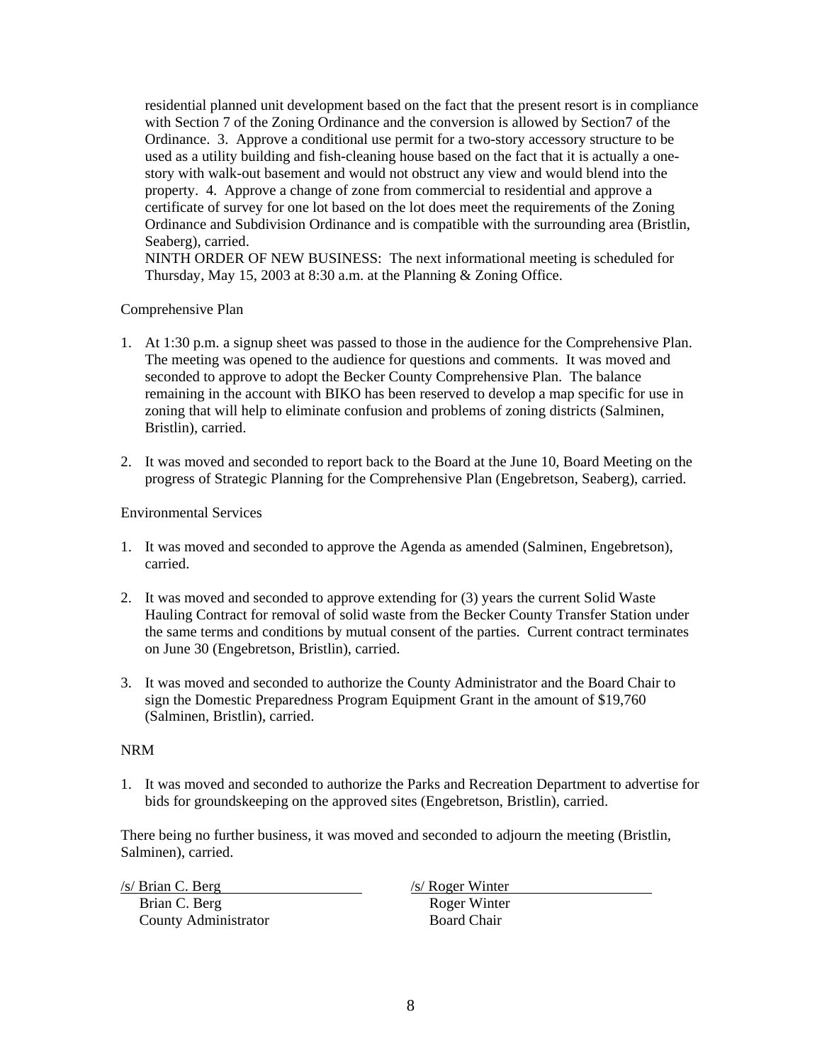residential planned unit development based on the fact that the present resort is in compliance with Section 7 of the Zoning Ordinance and the conversion is allowed by Section7 of the Ordinance. 3. Approve a conditional use permit for a two-story accessory structure to be used as a utility building and fish-cleaning house based on the fact that it is actually a one-story with walk-out basement and would not obstruct any view and would blend into the property. 4. Approve a change of zone from commercial to residential and approve a certificate of survey for one lot based on the lot does meet the requirements of the Zoning Ordinance and Subdivision Ordinance and is compatible with the surrounding area (Bristlin, Seaberg), carried.
NINTH ORDER OF NEW BUSINESS: The next informational meeting is scheduled for Thursday, May 15, 2003 at 8:30 a.m. at the Planning & Zoning Office.

Comprehensive Plan

1. At 1:30 p.m. a signup sheet was passed to those in the audience for the Comprehensive Plan. The meeting was opened to the audience for questions and comments. It was moved and seconded to approve to adopt the Becker County Comprehensive Plan. The balance remaining in the account with BIKO has been reserved to develop a map specific for use in zoning that will help to eliminate confusion and problems of zoning districts (Salminen, Bristlin), carried.

2. It was moved and seconded to report back to the Board at the June 10, Board Meeting on the progress of Strategic Planning for the Comprehensive Plan (Engebretson, Seaberg), carried.

Environmental Services

1. It was moved and seconded to approve the Agenda as amended (Salminen, Engebretson), carried.

2. It was moved and seconded to approve extending for (3) years the current Solid Waste Hauling Contract for removal of solid waste from the Becker County Transfer Station under the same terms and conditions by mutual consent of the parties. Current contract terminates on June 30 (Engebretson, Bristlin), carried.

3. It was moved and seconded to authorize the County Administrator and the Board Chair to sign the Domestic Preparedness Program Equipment Grant in the amount of $19,760 (Salminen, Bristlin), carried.

NRM

1. It was moved and seconded to authorize the Parks and Recreation Department to advertise for bids for groundskeeping on the approved sites (Engebretson, Bristlin), carried.

There being no further business, it was moved and seconded to adjourn the meeting (Bristlin, Salminen), carried.

| | |
|---|---|
| /s/ Brian C. Berg | /s/ Roger Winter |
| Brian C. Berg | Roger Winter |
| County Administrator | Board Chair |